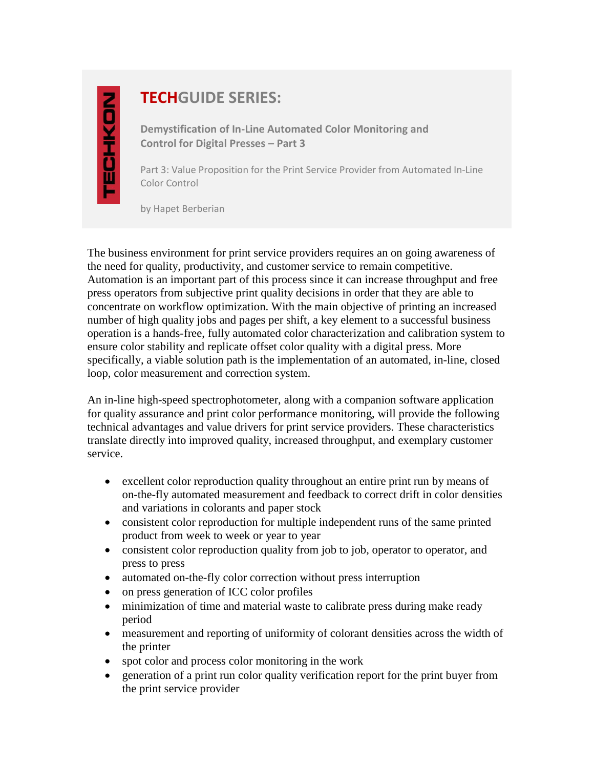TECHKON

# TECHGUIDE SERIES:

**Demystification of In-Line Automated Color Monitoring and Control for Digital Presses – Part 3**

Part 3: Value Proposition for the Print Service Provider from Automated In-Line Color Control

by Hapet Berberian

The business environment for print service providers requires an on going awareness of the need for quality, productivity, and customer service to remain competitive. Automation is an important part of this process since it can increase throughput and free press operators from subjective print quality decisions in order that they are able to concentrate on workflow optimization. With the main objective of printing an increased number of high quality jobs and pages per shift, a key element to a successful business operation is a hands-free, fully automated color characterization and calibration system to ensure color stability and replicate offset color quality with a digital press. More specifically, a viable solution path is the implementation of an automated, in-line, closed loop, color measurement and correction system.

An in-line high-speed spectrophotometer, along with a companion software application for quality assurance and print color performance monitoring, will provide the following technical advantages and value drivers for print service providers. These characteristics translate directly into improved quality, increased throughput, and exemplary customer service.

- excellent color reproduction quality throughout an entire print run by means of on-the-fly automated measurement and feedback to correct drift in color densities and variations in colorants and paper stock
- consistent color reproduction for multiple independent runs of the same printed product from week to week or year to year
- consistent color reproduction quality from job to job, operator to operator, and press to press
- automated on-the-fly color correction without press interruption
- on press generation of ICC color profiles
- minimization of time and material waste to calibrate press during make ready period
- measurement and reporting of uniformity of colorant densities across the width of the printer
- spot color and process color monitoring in the work
- generation of a print run color quality verification report for the print buyer from the print service provider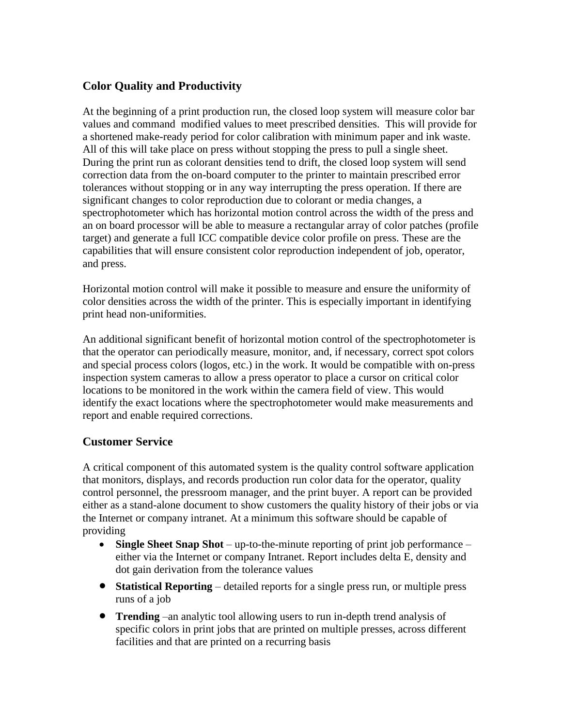## Color Quality and Productivity

At the beginning of a print production run, the closed loop system will measure color bar values and command modified values to meet prescribed densities. This will provide for a shortened make-ready period for color calibration with minimum paper and ink waste. All of this will take place on press without stopping the press to pull a single sheet. During the print run as colorant densities tend to drift, the closed loop system will send correction data from the on-board computer to the printer to maintain prescribed error tolerances without stopping or in any way interrupting the press operation. If there are significant changes to color reproduction due to colorant or media changes, a spectrophotometer which has horizontal motion control across the width of the press and an on board processor will be able to measure a rectangular array of color patches (profile target) and generate a full ICC compatible device color profile on press. These are the capabilities that will ensure consistent color reproduction independent of job, operator, and press.

Horizontal motion control will make it possible to measure and ensure the uniformity of color densities across the width of the printer. This is especially important in identifying print head non-uniformities.

An additional significant benefit of horizontal motion control of the spectrophotometer is that the operator can periodically measure, monitor, and, if necessary, correct spot colors and special process colors (logos, etc.) in the work. It would be compatible with on-press inspection system cameras to allow a press operator to place a cursor on critical color locations to be monitored in the work within the camera field of view. This would identify the exact locations where the spectrophotometer would make measurements and report and enable required corrections.

## Customer Service

A critical component of this automated system is the quality control software application that monitors, displays, and records production run color data for the operator, quality control personnel, the pressroom manager, and the print buyer. A report can be provided either as a stand-alone document to show customers the quality history of their jobs or via the Internet or company intranet. At a minimum this software should be capable of providing

- **Single Sheet Snap Shot** – up-to-the-minute reporting of print job performance – either via the Internet or company Intranet. Report includes delta E, density and dot gain derivation from the tolerance values
- **Statistical Reporting** – detailed reports for a single press run, or multiple press runs of a job
- **Trending** –an analytic tool allowing users to run in-depth trend analysis of specific colors in print jobs that are printed on multiple presses, across different facilities and that are printed on a recurring basis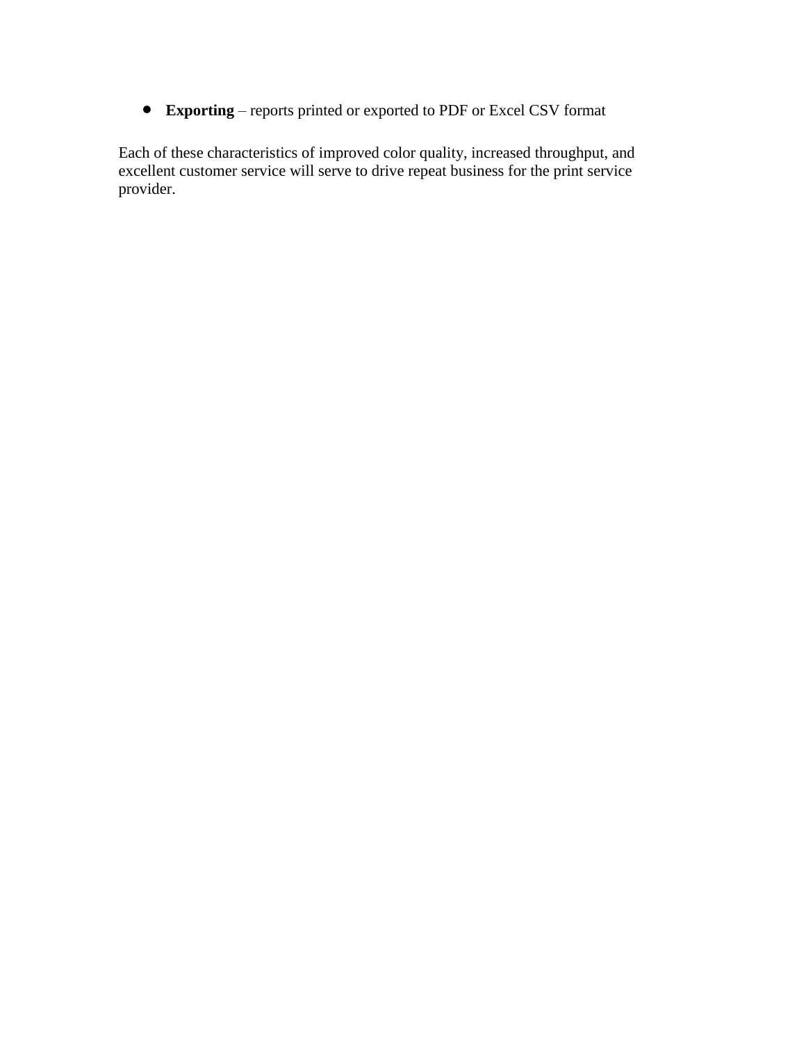- **Exporting** – reports printed or exported to PDF or Excel CSV format

Each of these characteristics of improved color quality, increased throughput, and excellent customer service will serve to drive repeat business for the print service provider.